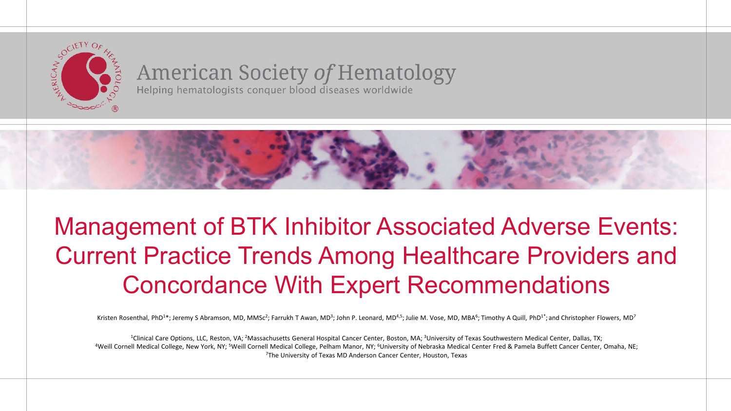American Society *of* Hematology

Helping hematologists conquer blood diseases worldwide

# Management of BTK Inhibitor Associated Adverse Events: Current Practice Trends Among Healthcare Providers and Concordance With Expert Recommendations

Kristen Rosenthal, PhD[1]*; Jeremy S Abramson, MD, MMSc[2]; Farrukh T Awan, MD[3]; John P. Leonard, MD[4,5]; Julie M. Vose, MD, MBA[6]; Timothy A Quill, PhD[1*]; and Christopher Flowers, MD[7]

[1]Clinical Care Options, LLC, Reston, VA; [2]Massachusetts General Hospital Cancer Center, Boston, MA; [3]University of Texas Southwestern Medical Center, Dallas, TX; [4]Weill Cornell Medical College, New York, NY; [5]Weill Cornell Medical College, Pelham Manor, NY; [6]University of Nebraska Medical Center Fred & Pamela Buffett Cancer Center, Omaha, NE; [7]The University of Texas MD Anderson Cancer Center, Houston, Texas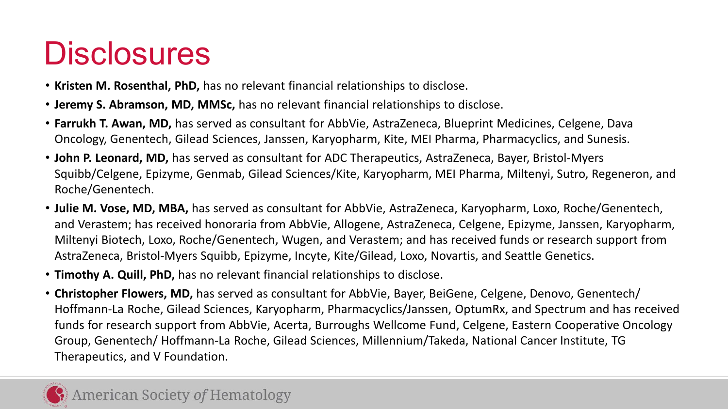# Disclosures

- **Kristen M. Rosenthal, PhD,** has no relevant financial relationships to disclose.
- **Jeremy S. Abramson, MD, MMSc,** has no relevant financial relationships to disclose.
- **Farrukh T. Awan, MD,** has served as consultant for AbbVie, AstraZeneca, Blueprint Medicines, Celgene, Dava Oncology, Genentech, Gilead Sciences, Janssen, Karyopharm, Kite, MEI Pharma, Pharmacyclics, and Sunesis.
- **John P. Leonard, MD,** has served as consultant for ADC Therapeutics, AstraZeneca, Bayer, Bristol-Myers Squibb/Celgene, Epizyme, Genmab, Gilead Sciences/Kite, Karyopharm, MEI Pharma, Miltenyi, Sutro, Regeneron, and Roche/Genentech.
- **Julie M. Vose, MD, MBA,** has served as consultant for AbbVie, AstraZeneca, Karyopharm, Loxo, Roche/Genentech, and Verastem; has received honoraria from AbbVie, Allogene, AstraZeneca, Celgene, Epizyme, Janssen, Karyopharm, Miltenyi Biotech, Loxo, Roche/Genentech, Wugen, and Verastem; and has received funds or research support from AstraZeneca, Bristol-Myers Squibb, Epizyme, Incyte, Kite/Gilead, Loxo, Novartis, and Seattle Genetics.
- **Timothy A. Quill, PhD,** has no relevant financial relationships to disclose.
- **Christopher Flowers, MD,** has served as consultant for AbbVie, Bayer, BeiGene, Celgene, Denovo, Genentech/ Hoffmann-La Roche, Gilead Sciences, Karyopharm, Pharmacyclics/Janssen, OptumRx, and Spectrum and has received funds for research support from AbbVie, Acerta, Burroughs Wellcome Fund, Celgene, Eastern Cooperative Oncology Group, Genentech/ Hoffmann-La Roche, Gilead Sciences, Millennium/Takeda, National Cancer Institute, TG Therapeutics, and V Foundation.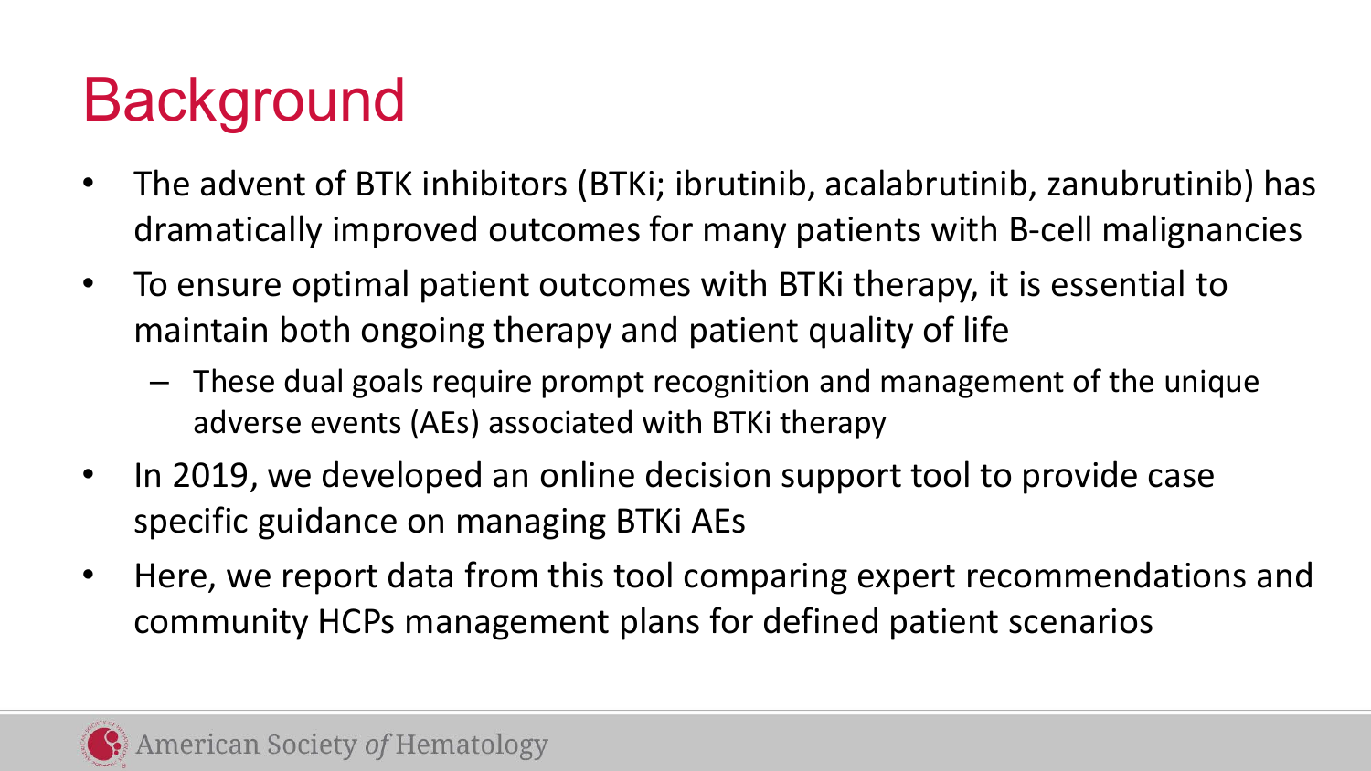# Background

- The advent of BTK inhibitors (BTKi; ibrutinib, acalabrutinib, zanubrutinib) has dramatically improved outcomes for many patients with B-cell malignancies
- To ensure optimal patient outcomes with BTKi therapy, it is essential to maintain both ongoing therapy and patient quality of life
  - These dual goals require prompt recognition and management of the unique adverse events (AEs) associated with BTKi therapy
- In 2019, we developed an online decision support tool to provide case specific guidance on managing BTKi AEs
- Here, we report data from this tool comparing expert recommendations and community HCPs management plans for defined patient scenarios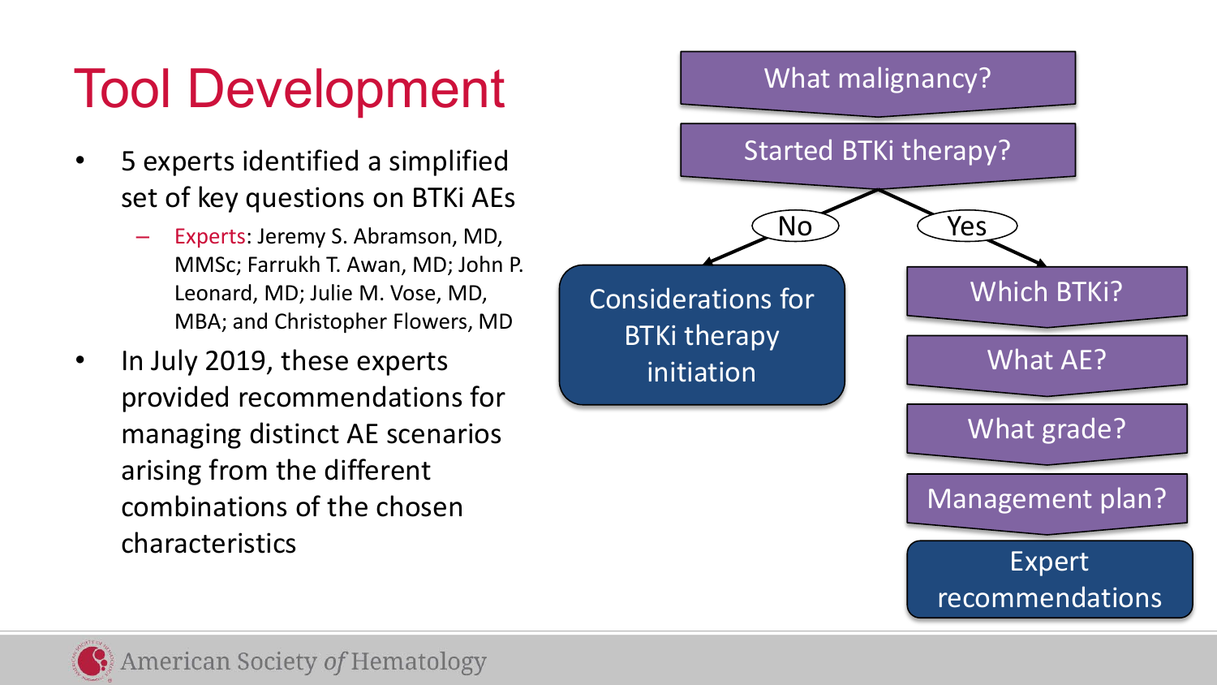# Tool Development

- 5 experts identified a simplified set of key questions on BTKi AEs
  - Experts: Jeremy S. Abramson, MD, MMSc; Farrukh T. Awan, MD; John P. Leonard, MD; Julie M. Vose, MD, MBA; and Christopher Flowers, MD
- In July 2019, these experts provided recommendations for managing distinct AE scenarios arising from the different combinations of the chosen characteristics

What malignancy?

Started BTKi therapy?

- No → Considerations for BTKi therapy initiation
- Yes → Which BTKi? → What AE? → What grade? → Management plan? → Expert recommendations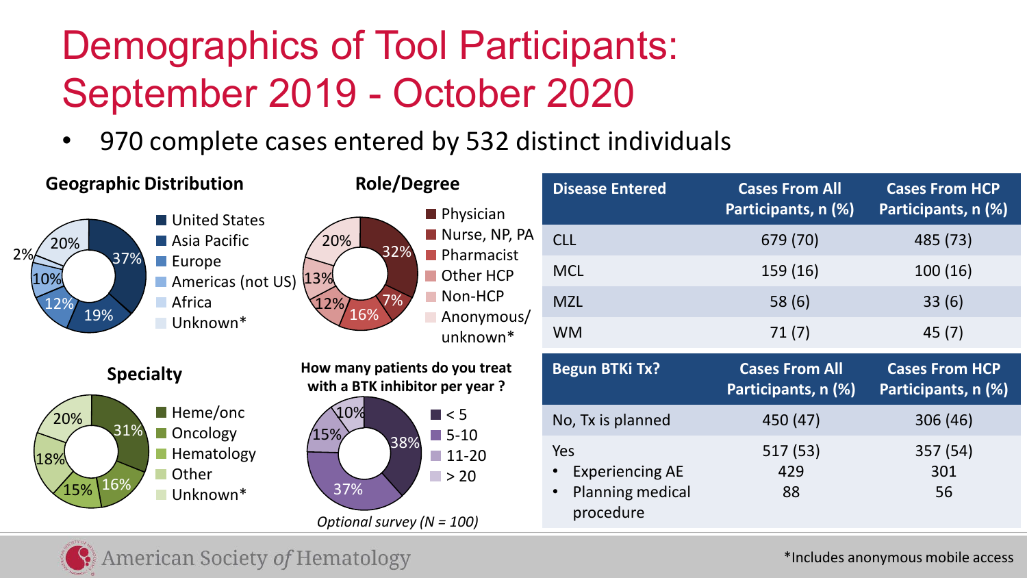# Demographics of Tool Participants: September 2019 - October 2020

- 970 complete cases entered by 532 distinct individuals

### Geographic Distribution

| Region | % |
| --- | --- |
| United States | 37% |
| Asia Pacific | 19% |
| Europe | 12% |
| Americas (not US) | 10% |
| Africa | 2% |
| Unknown* | 20% |

### Role/Degree

| Role | % |
| --- | --- |
| Physician | 32% |
| Nurse, NP, PA | 7% |
| Pharmacist | 16% |
| Other HCP | 12% |
| Non-HCP | 13% |
| Anonymous/ unknown* | 20% |

### Specialty

| Specialty | % |
| --- | --- |
| Heme/onc | 31% |
| Oncology | 16% |
| Hematology | 15% |
| Other | 18% |
| Unknown* | 20% |

### How many patients do you treat with a BTK inhibitor per year ?

| Patients | % |
| --- | --- |
| < 5 | 38% |
| 5-10 | 37% |
| 11-20 | 15% |
| > 20 | 10% |

*Optional survey (N = 100)*

| Disease Entered | Cases From All Participants, n (%) | Cases From HCP Participants, n (%) |
| --- | --- | --- |
| CLL | 679 (70) | 485 (73) |
| MCL | 159 (16) | 100 (16) |
| MZL | 58 (6) | 33 (6) |
| WM | 71 (7) | 45 (7) |

| Begun BTKi Tx? | Cases From All Participants, n (%) | Cases From HCP Participants, n (%) |
| --- | --- | --- |
| No, Tx is planned | 450 (47) | 306 (46) |
| Yes | 517 (53) | 357 (54) |
| • Experiencing AE | 429 | 301 |
| • Planning medical procedure | 88 | 56 |

*Includes anonymous mobile access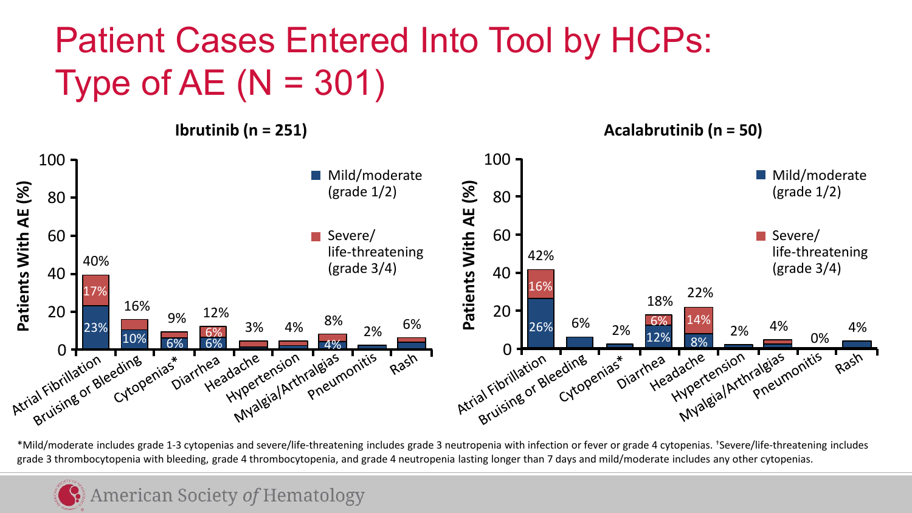# Patient Cases Entered Into Tool by HCPs: Type of AE (N = 301)

**Ibrutinib (n = 251)**

| AE | Total | Mild/moderate (grade 1/2) | Severe/life-threatening (grade 3/4) |
|---|---|---|---|
| Atrial Fibrillation | 40% | 23% | 17% |
| Bruising or Bleeding | 16% | 10% | |
| Cytopenias* | 9% | 6% | |
| Diarrhea | 12% | 6% | 6% |
| Headache | 3% | | |
| Hypertension | 4% | | |
| Myalgia/Arthralgias | 8% | 4% | |
| Pneumonitis | 2% | | |
| Rash | 6% | | |

**Acalabrutinib (n = 50)**

| AE | Total | Mild/moderate (grade 1/2) | Severe/life-threatening (grade 3/4) |
|---|---|---|---|
| Atrial Fibrillation | 42% | 26% | 16% |
| Bruising or Bleeding | 6% | | |
| Cytopenias* | 2% | | |
| Diarrhea | 18% | 12% | 6% |
| Headache | 22% | 8% | 14% |
| Hypertension | 2% | | |
| Myalgia/Arthralgias | 4% | | |
| Pneumonitis | 0% | | |
| Rash | 4% | | |

*Mild/moderate includes grade 1-3 cytopenias and severe/life-threatening includes grade 3 neutropenia with infection or fever or grade 4 cytopenias. †Severe/life-threatening includes grade 3 thrombocytopenia with bleeding, grade 4 thrombocytopenia, and grade 4 neutropenia lasting longer than 7 days and mild/moderate includes any other cytopenias.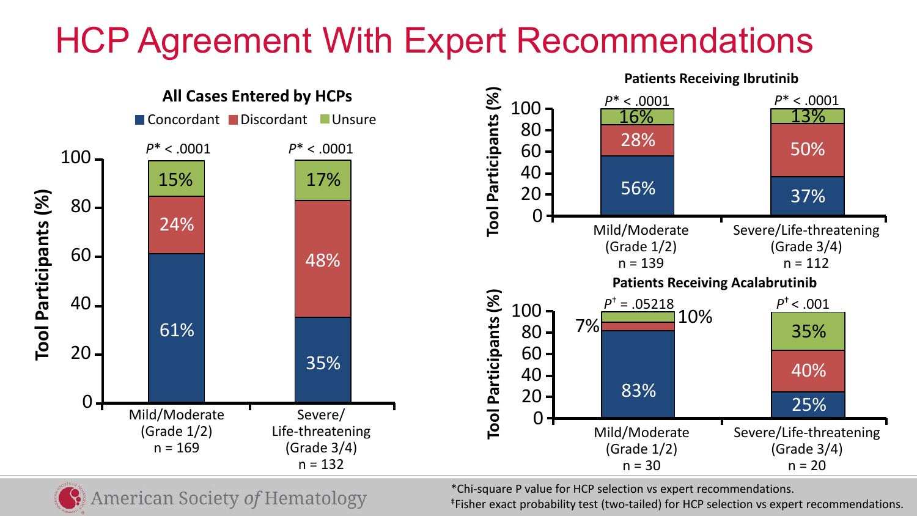# HCP Agreement With Expert Recommendations

### All Cases Entered by HCPs

Legend: Concordant, Discordant, Unsure

| Tool Participants (%) | Mild/Moderate (Grade 1/2) n = 169 | Severe/Life-threatening (Grade 3/4) n = 132 |
|---|---|---|
| | $P^* < .0001$ | $P^* < .0001$ |
| Concordant | 61% | 35% |
| Discordant | 24% | 48% |
| Unsure | 15% | 17% |

### Patients Receiving Ibrutinib

| Tool Participants (%) | Mild/Moderate (Grade 1/2) n = 139 | Severe/Life-threatening (Grade 3/4) n = 112 |
|---|---|---|
| | $P^* < .0001$ | $P^* < .0001$ |
| Concordant | 56% | 37% |
| Discordant | 28% | 50% |
| Unsure | 16% | 13% |

### Patients Receiving Acalabrutinib

| Tool Participants (%) | Mild/Moderate (Grade 1/2) n = 30 | Severe/Life-threatening (Grade 3/4) n = 20 |
|---|---|---|
| | $P^{\dagger} = .05218$ | $P^{\dagger} < .001$ |
| Concordant | 83% | 25% |
| Discordant | 7% | 40% |
| Unsure | 10% | 35% |

*Chi-square P value for HCP selection vs expert recommendations.

‡Fisher exact probability test (two-tailed) for HCP selection vs expert recommendations.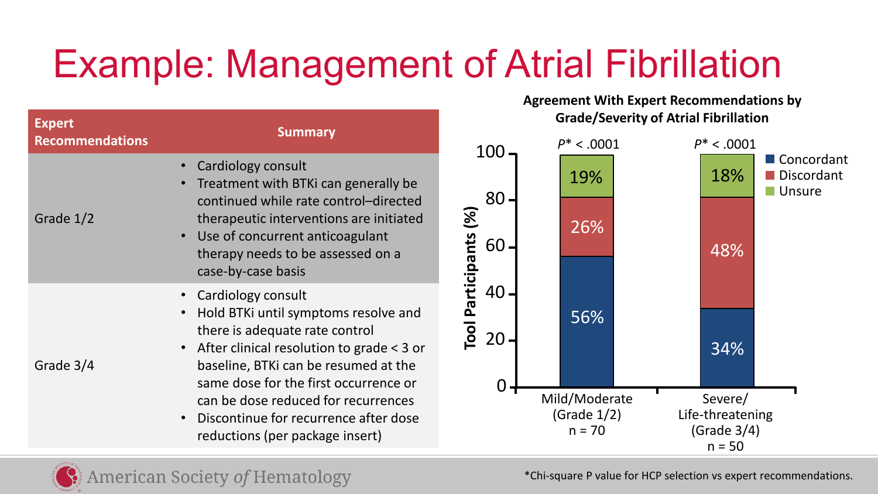# Example: Management of Atrial Fibrillation

| Expert Recommendations | Summary |
| --- | --- |
| Grade 1/2 | • Cardiology consult<br>• Treatment with BTKi can generally be continued while rate control–directed therapeutic interventions are initiated<br>• Use of concurrent anticoagulant therapy needs to be assessed on a case-by-case basis |
| Grade 3/4 | • Cardiology consult<br>• Hold BTKi until symptoms resolve and there is adequate rate control<br>• After clinical resolution to grade < 3 or baseline, BTKi can be resumed at the same dose for the first occurrence or can be dose reduced for recurrences<br>• Discontinue for recurrence after dose reductions (per package insert) |

**Agreement With Expert Recommendations by Grade/Severity of Atrial Fibrillation**

| Tool Participants (%) | Mild/Moderate (Grade 1/2) n = 70 | Severe/ Life-threatening (Grade 3/4) n = 50 |
| --- | --- | --- |
| Concordant | 56% | 34% |
| Discordant | 26% | 48% |
| Unsure | 19% | 18% |
| | $P^* < .0001$ | $P^* < .0001$ |

*Chi-square P value for HCP selection vs expert recommendations.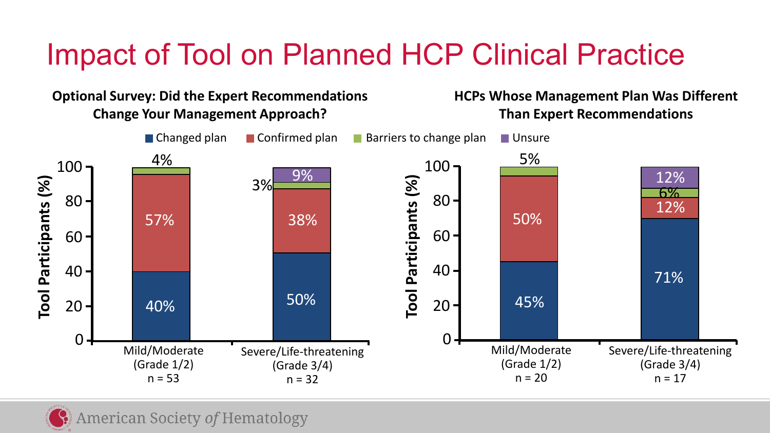# Impact of Tool on Planned HCP Clinical Practice

**Optional Survey: Did the Expert Recommendations Change Your Management Approach?**

**HCPs Whose Management Plan Was Different Than Expert Recommendations**

Legend: Changed plan | Confirmed plan | Barriers to change plan | Unsure

**Optional Survey: Did the Expert Recommendations Change Your Management Approach?** (Tool Participants, %)

| | Changed plan | Confirmed plan | Barriers to change plan | Unsure |
|---|---|---|---|---|
| Mild/Moderate (Grade 1/2), n = 53 | 40% | 57% | 4% | |
| Severe/Life-threatening (Grade 3/4), n = 32 | 50% | 38% | 3% | 9% |

**HCPs Whose Management Plan Was Different Than Expert Recommendations** (Tool Participants, %)

| | Changed plan | Confirmed plan | Barriers to change plan | Unsure |
|---|---|---|---|---|
| Mild/Moderate (Grade 1/2), n = 20 | 45% | 50% | 5% | |
| Severe/Life-threatening (Grade 3/4), n = 17 | 71% | 12% | 6% | 12% |

American Society *of* Hematology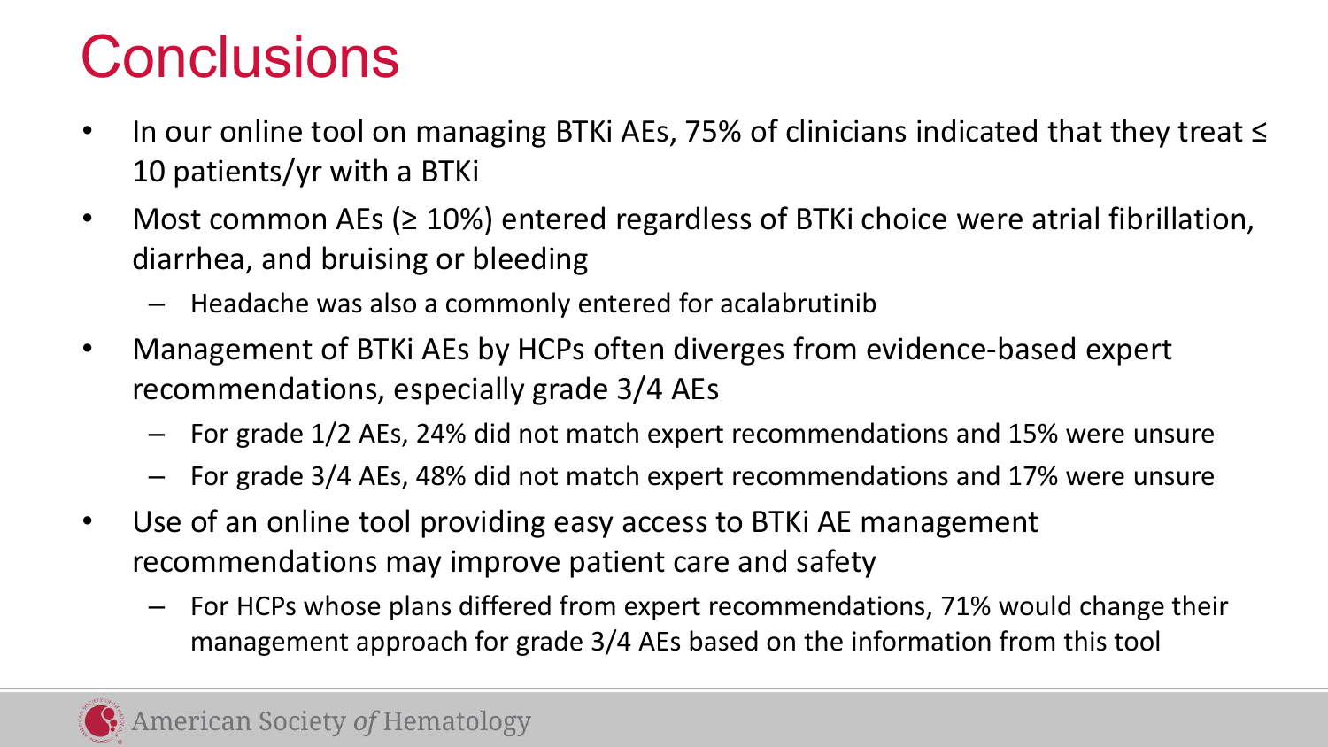# Conclusions

- In our online tool on managing BTKi AEs, 75% of clinicians indicated that they treat ≤ 10 patients/yr with a BTKi
- Most common AEs (≥ 10%) entered regardless of BTKi choice were atrial fibrillation, diarrhea, and bruising or bleeding
  - Headache was also a commonly entered for acalabrutinib
- Management of BTKi AEs by HCPs often diverges from evidence-based expert recommendations, especially grade 3/4 AEs
  - For grade 1/2 AEs, 24% did not match expert recommendations and 15% were unsure
  - For grade 3/4 AEs, 48% did not match expert recommendations and 17% were unsure
- Use of an online tool providing easy access to BTKi AE management recommendations may improve patient care and safety
  - For HCPs whose plans differed from expert recommendations, 71% would change their management approach for grade 3/4 AEs based on the information from this tool